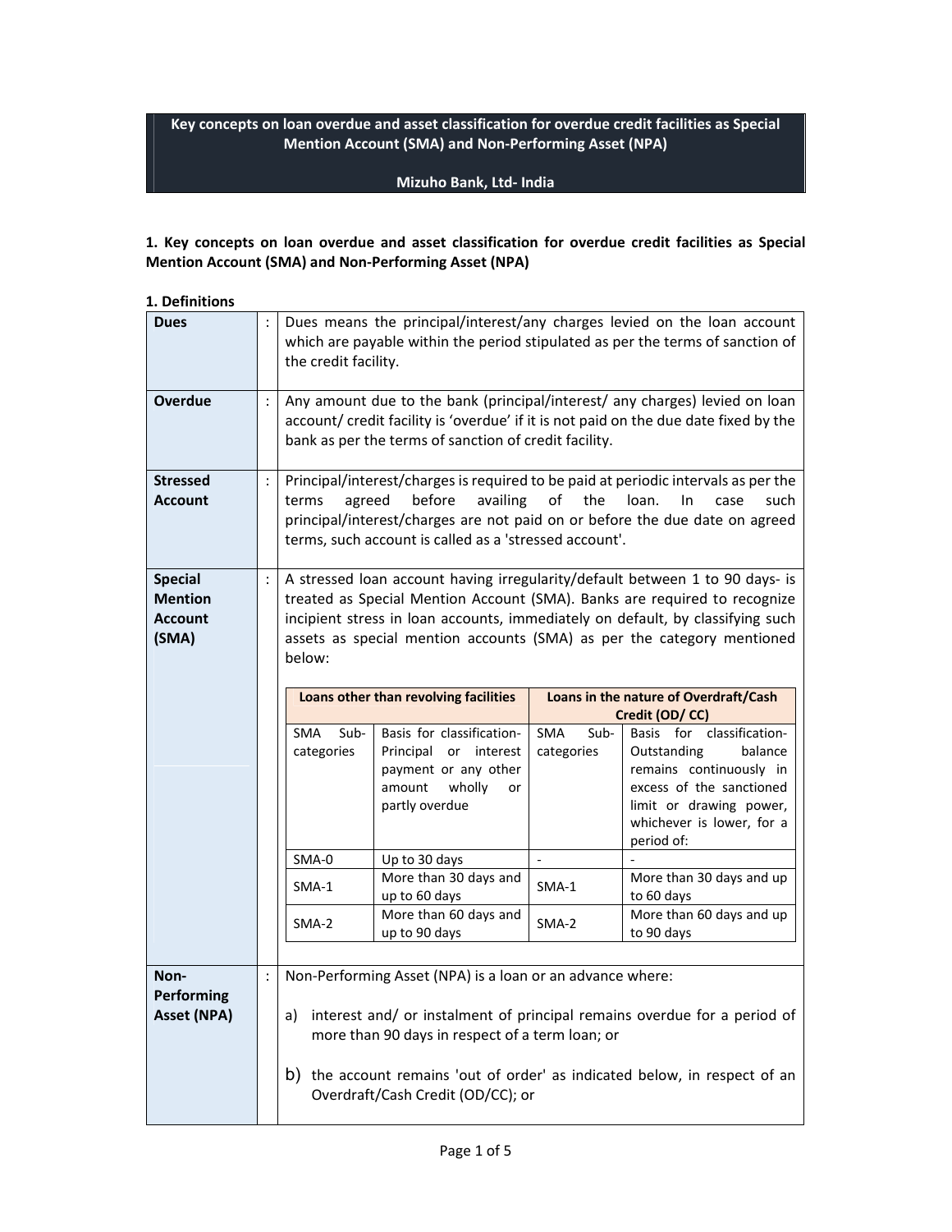# Key concepts on loan overdue and asset classification for overdue credit facilities as Special Mention Account (SMA) and Non-Performing Asset (NPA)

**Mizuho Bank, Ltd- India**

## 1. Key concepts on loan overdue and asset classification for overdue credit facilities as Special Mention Account (SMA) and Non-Performing Asset (NPA)

### 1. Definitions

**Dues** : Dues means the principal/interest/any charges levied on the loan account which are payable within the period stipulated as per the terms of sanction of the credit facility.

**Overdue** : Any amount due to the bank (principal/interest/ any charges) levied on loan account/ credit facility is 'overdue' if it is not paid on the due date fixed by the bank as per the terms of sanction of credit facility.

**Stressed Account** : Principal/interest/charges is required to be paid at periodic intervals as per the terms agreed before availing of the loan. In case such principal/interest/charges are not paid on or before the due date on agreed terms, such account is called as a 'stressed account'.

**Special Mention Account (SMA)** : A stressed loan account having irregularity/default between 1 to 90 days- is treated as Special Mention Account (SMA). Banks are required to recognize incipient stress in loan accounts, immediately on default, by classifying such assets as special mention accounts (SMA) as per the category mentioned below:

| Loans other than revolving facilities | | Loans in the nature of Overdraft/Cash Credit (OD/ CC) | |
|---|---|---|---|
| SMA Sub-categories | Basis for classification- Principal or interest payment or any other amount wholly or partly overdue | SMA Sub-categories | Basis for classification- Outstanding balance remains continuously in excess of the sanctioned limit or drawing power, whichever is lower, for a period of: |
| SMA-0 | Up to 30 days | - | - |
| SMA-1 | More than 30 days and up to 60 days | SMA-1 | More than 30 days and up to 60 days |
| SMA-2 | More than 60 days and up to 90 days | SMA-2 | More than 60 days and up to 90 days |

**Non-Performing Asset (NPA)** : Non-Performing Asset (NPA) is a loan or an advance where:

a) interest and/ or instalment of principal remains overdue for a period of more than 90 days in respect of a term loan; or

b) the account remains 'out of order' as indicated below, in respect of an Overdraft/Cash Credit (OD/CC); or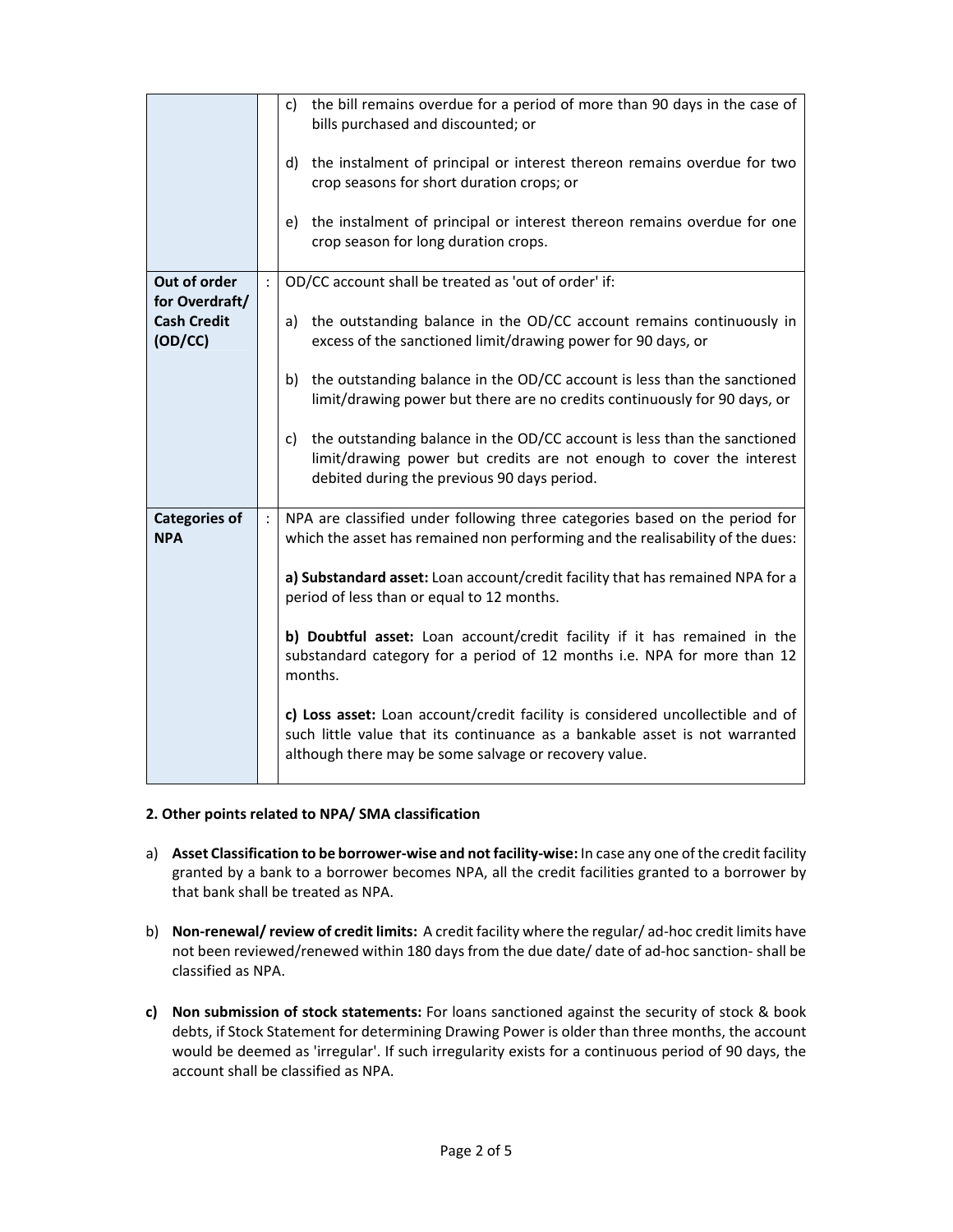| | | |
|---|---|---|
| | | c) the bill remains overdue for a period of more than 90 days in the case of bills purchased and discounted; or<br><br>d) the instalment of principal or interest thereon remains overdue for two crop seasons for short duration crops; or<br><br>e) the instalment of principal or interest thereon remains overdue for one crop season for long duration crops. |
| **Out of order for Overdraft/ Cash Credit (OD/CC)** | : | OD/CC account shall be treated as 'out of order' if:<br><br>a) the outstanding balance in the OD/CC account remains continuously in excess of the sanctioned limit/drawing power for 90 days, or<br><br>b) the outstanding balance in the OD/CC account is less than the sanctioned limit/drawing power but there are no credits continuously for 90 days, or<br><br>c) the outstanding balance in the OD/CC account is less than the sanctioned limit/drawing power but credits are not enough to cover the interest debited during the previous 90 days period. |
| **Categories of NPA** | : | NPA are classified under following three categories based on the period for which the asset has remained non performing and the realisability of the dues:<br><br>**a) Substandard asset:** Loan account/credit facility that has remained NPA for a period of less than or equal to 12 months.<br><br>**b) Doubtful asset:** Loan account/credit facility if it has remained in the substandard category for a period of 12 months i.e. NPA for more than 12 months.<br><br>**c) Loss asset:** Loan account/credit facility is considered uncollectible and of such little value that its continuance as a bankable asset is not warranted although there may be some salvage or recovery value. |

**2. Other points related to NPA/ SMA classification**

a) **Asset Classification to be borrower-wise and not facility-wise:** In case any one of the credit facility granted by a bank to a borrower becomes NPA, all the credit facilities granted to a borrower by that bank shall be treated as NPA.

b) **Non-renewal/ review of credit limits:** A credit facility where the regular/ ad-hoc credit limits have not been reviewed/renewed within 180 days from the due date/ date of ad-hoc sanction- shall be classified as NPA.

**c) Non submission of stock statements:** For loans sanctioned against the security of stock & book debts, if Stock Statement for determining Drawing Power is older than three months, the account would be deemed as 'irregular'. If such irregularity exists for a continuous period of 90 days, the account shall be classified as NPA.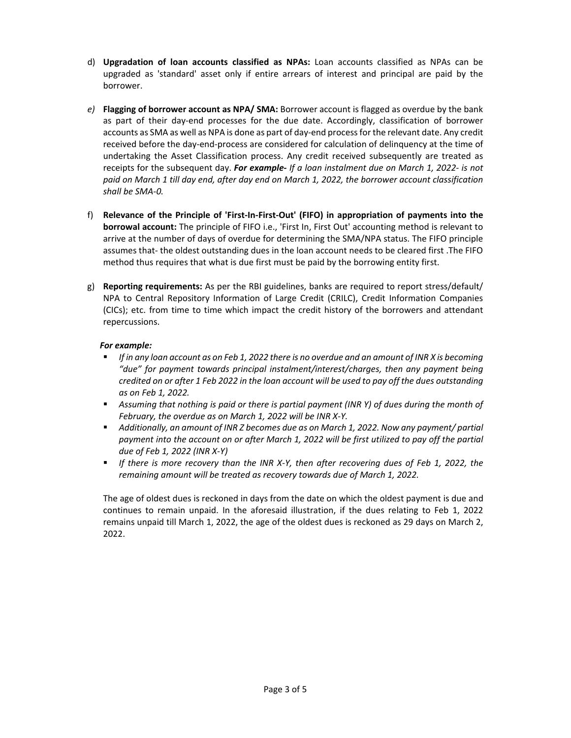d) **Upgradation of loan accounts classified as NPAs:** Loan accounts classified as NPAs can be upgraded as 'standard' asset only if entire arrears of interest and principal are paid by the borrower.

*e)* **Flagging of borrower account as NPA/ SMA:** Borrower account is flagged as overdue by the bank as part of their day-end processes for the due date. Accordingly, classification of borrower accounts as SMA as well as NPA is done as part of day-end process for the relevant date. Any credit received before the day-end-process are considered for calculation of delinquency at the time of undertaking the Asset Classification process. Any credit received subsequently are treated as receipts for the subsequent day. ***For example-*** *If a loan instalment due on March 1, 2022- is not paid on March 1 till day end, after day end on March 1, 2022, the borrower account classification shall be SMA-0.*

f) **Relevance of the Principle of 'First-In-First-Out' (FIFO) in appropriation of payments into the borrowal account:** The principle of FIFO i.e., 'First In, First Out' accounting method is relevant to arrive at the number of days of overdue for determining the SMA/NPA status. The FIFO principle assumes that- the oldest outstanding dues in the loan account needs to be cleared first .The FIFO method thus requires that what is due first must be paid by the borrowing entity first.

g) **Reporting requirements:** As per the RBI guidelines, banks are required to report stress/default/ NPA to Central Repository Information of Large Credit (CRILC), Credit Information Companies (CICs); etc. from time to time which impact the credit history of the borrowers and attendant repercussions.

***For example:***

- *If in any loan account as on Feb 1, 2022 there is no overdue and an amount of INR X is becoming "due" for payment towards principal instalment/interest/charges, then any payment being credited on or after 1 Feb 2022 in the loan account will be used to pay off the dues outstanding as on Feb 1, 2022.*
- *Assuming that nothing is paid or there is partial payment (INR Y) of dues during the month of February, the overdue as on March 1, 2022 will be INR X-Y.*
- *Additionally, an amount of INR Z becomes due as on March 1, 2022. Now any payment/ partial payment into the account on or after March 1, 2022 will be first utilized to pay off the partial due of Feb 1, 2022 (INR X-Y)*
- *If there is more recovery than the INR X-Y, then after recovering dues of Feb 1, 2022, the remaining amount will be treated as recovery towards due of March 1, 2022.*

The age of oldest dues is reckoned in days from the date on which the oldest payment is due and continues to remain unpaid. In the aforesaid illustration, if the dues relating to Feb 1, 2022 remains unpaid till March 1, 2022, the age of the oldest dues is reckoned as 29 days on March 2, 2022.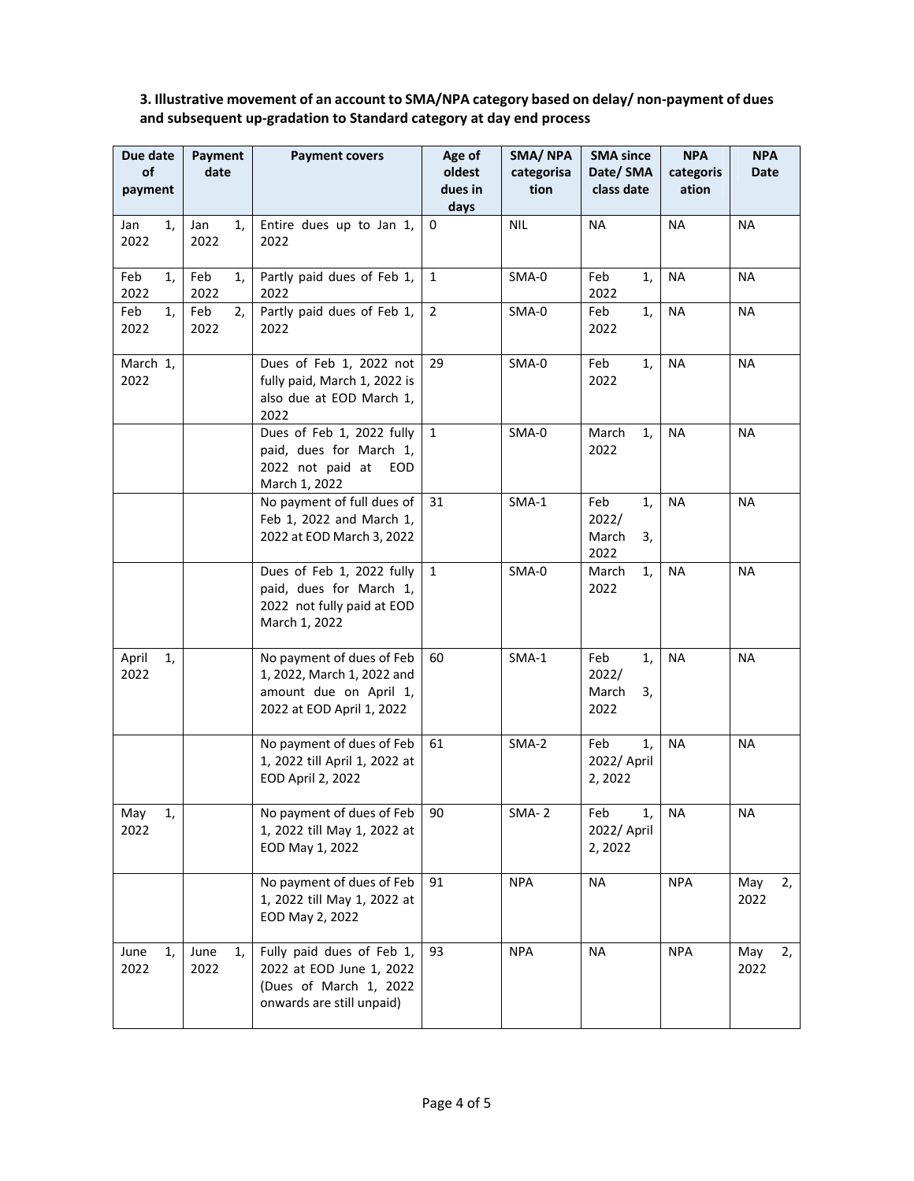**3. Illustrative movement of an account to SMA/NPA category based on delay/ non-payment of dues and subsequent up-gradation to Standard category at day end process**

| Due date of payment | Payment date | Payment covers | Age of oldest dues in days | SMA/ NPA categorisation | SMA since Date/ SMA class date | NPA categorisation | NPA Date |
|---|---|---|---|---|---|---|---|
| Jan 1, 2022 | Jan 1, 2022 | Entire dues up to Jan 1, 2022 | 0 | NIL | NA | NA | NA |
| Feb 1, 2022 | Feb 1, 2022 | Partly paid dues of Feb 1, 2022 | 1 | SMA-0 | Feb 1, 2022 | NA | NA |
| Feb 1, 2022 | Feb 2, 2022 | Partly paid dues of Feb 1, 2022 | 2 | SMA-0 | Feb 1, 2022 | NA | NA |
| March 1, 2022 | | Dues of Feb 1, 2022 not fully paid, March 1, 2022 is also due at EOD March 1, 2022 | 29 | SMA-0 | Feb 1, 2022 | NA | NA |
| | | Dues of Feb 1, 2022 fully paid, dues for March 1, 2022 not paid at EOD March 1, 2022 | 1 | SMA-0 | March 1, 2022 | NA | NA |
| | | No payment of full dues of Feb 1, 2022 and March 1, 2022 at EOD March 3, 2022 | 31 | SMA-1 | Feb 1, 2022/ March 3, 2022 | NA | NA |
| | | Dues of Feb 1, 2022 fully paid, dues for March 1, 2022 not fully paid at EOD March 1, 2022 | 1 | SMA-0 | March 1, 2022 | NA | NA |
| April 1, 2022 | | No payment of dues of Feb 1, 2022, March 1, 2022 and amount due on April 1, 2022 at EOD April 1, 2022 | 60 | SMA-1 | Feb 1, 2022/ March 3, 2022 | NA | NA |
| | | No payment of dues of Feb 1, 2022 till April 1, 2022 at EOD April 2, 2022 | 61 | SMA-2 | Feb 1, 2022/ April 2, 2022 | NA | NA |
| May 1, 2022 | | No payment of dues of Feb 1, 2022 till May 1, 2022 at EOD May 1, 2022 | 90 | SMA- 2 | Feb 1, 2022/ April 2, 2022 | NA | NA |
| | | No payment of dues of Feb 1, 2022 till May 1, 2022 at EOD May 2, 2022 | 91 | NPA | NA | NPA | May 2, 2022 |
| June 1, 2022 | June 1, 2022 | Fully paid dues of Feb 1, 2022 at EOD June 1, 2022 (Dues of March 1, 2022 onwards are still unpaid) | 93 | NPA | NA | NPA | May 2, 2022 |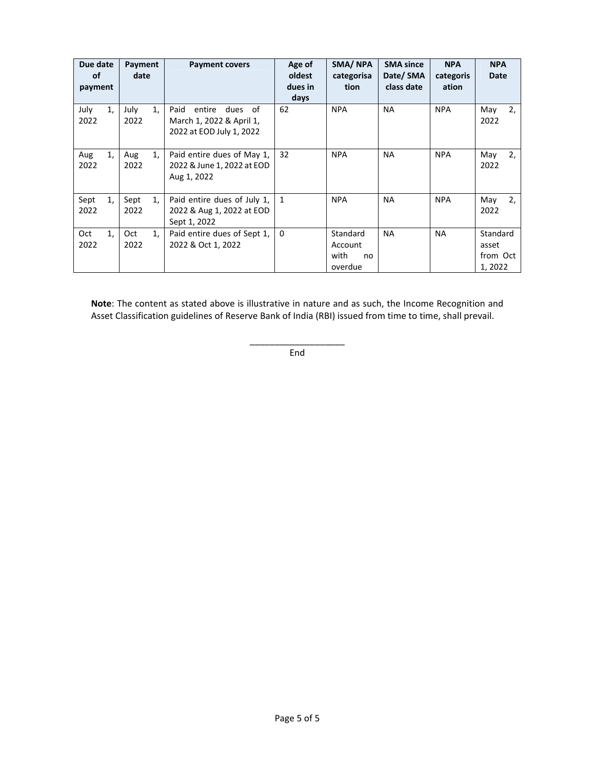| Due date of payment | Payment date | Payment covers | Age of oldest dues in days | SMA/ NPA categorisation | SMA since Date/ SMA class date | NPA categorisation | NPA Date |
|---|---|---|---|---|---|---|---|
| July 1, 2022 | July 1, 2022 | Paid entire dues of March 1, 2022 & April 1, 2022 at EOD July 1, 2022 | 62 | NPA | NA | NPA | May 2, 2022 |
| Aug 1, 2022 | Aug 1, 2022 | Paid entire dues of May 1, 2022 & June 1, 2022 at EOD Aug 1, 2022 | 32 | NPA | NA | NPA | May 2, 2022 |
| Sept 1, 2022 | Sept 1, 2022 | Paid entire dues of July 1, 2022 & Aug 1, 2022 at EOD Sept 1, 2022 | 1 | NPA | NA | NPA | May 2, 2022 |
| Oct 1, 2022 | Oct 1, 2022 | Paid entire dues of Sept 1, 2022 & Oct 1, 2022 | 0 | Standard Account with no overdue | NA | NA | Standard asset from Oct 1, 2022 |

**Note**: The content as stated above is illustrative in nature and as such, the Income Recognition and Asset Classification guidelines of Reserve Bank of India (RBI) issued from time to time, shall prevail.

___________________

End